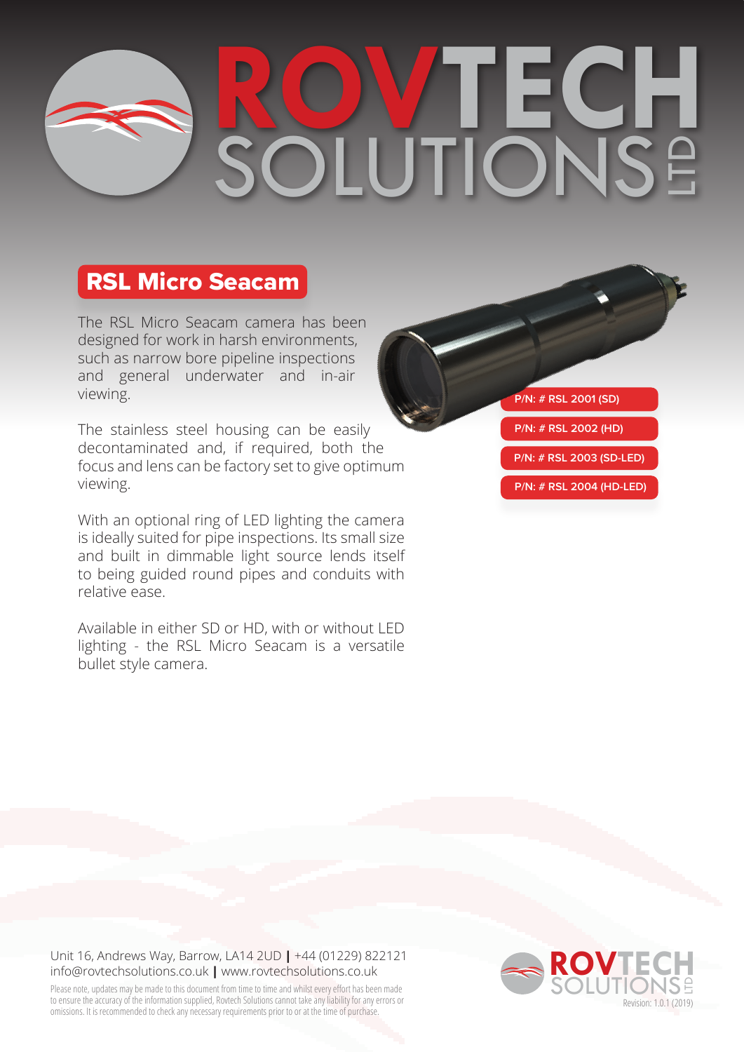# ROVTECH SOLUTIONS LTD

## RSL Micro Seacam

The RSL Micro Seacam camera has been designed for work in harsh environments, such as narrow bore pipeline inspections and general underwater and in-air viewing.

The stainless steel housing can be easily decontaminated and, if required, both the focus and lens can be factory set to give optimum viewing.

With an optional ring of LED lighting the camera is ideally suited for pipe inspections. Its small size and built in dimmable light source lends itself to being guided round pipes and conduits with relative ease.

Available in either SD or HD, with or without LED lighting - the RSL Micro Seacam is a versatile bullet style camera.

- P/N: # RSL 2001 (SD)
- P/N: # RSL 2002 (HD)
- P/N: # RSL 2003 (SD-LED)
- P/N: # RSL 2004 (HD-LED)

Unit 16, Andrews Way, Barrow, LA14 2UD | +44 (01229) 822121
info@rovtechsolutions.co.uk | www.rovtechsolutions.co.uk

Please note, updates may be made to this document from time to time and whilst every effort has been made to ensure the accuracy of the information supplied, Rovtech Solutions cannot take any liability for any errors or omissions. It is recommended to check any necessary requirements prior to or at the time of purchase.

Revision: 1.0.1 (2019)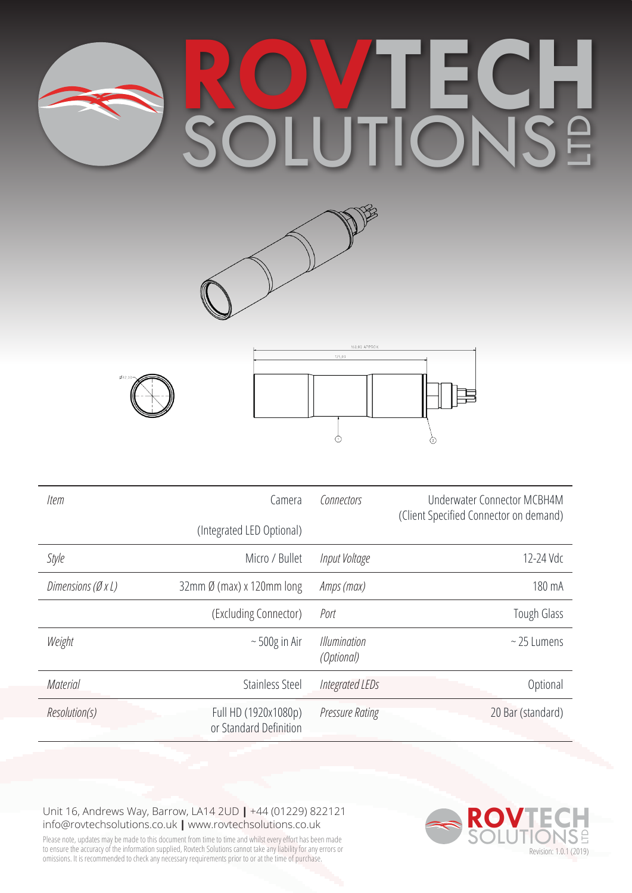# ROVTECH SOLUTIONS LTD

160.00 APPROX

125.00

Ø32.00

| | | | |
|---|---|---|---|
| *Item* | Camera (Integrated LED Optional) | *Connectors* | Underwater Connector MCBH4M (Client Specified Connector on demand) |
| *Style* | Micro / Bullet | *Input Voltage* | 12-24 Vdc |
| *Dimensions (Ø x L)* | 32mm Ø (max) x 120mm long | *Amps (max)* | 180 mA |
| | (Excluding Connector) | *Port* | Tough Glass |
| *Weight* | ~ 500g in Air | *Illumination (Optional)* | ~ 25 Lumens |
| *Material* | Stainless Steel | *Integrated LEDs* | Optional |
| *Resolution(s)* | Full HD (1920x1080p) or Standard Definition | *Pressure Rating* | 20 Bar (standard) |

Unit 16, Andrews Way, Barrow, LA14 2UD | +44 (01229) 822121
info@rovtechsolutions.co.uk | www.rovtechsolutions.co.uk

Please note, updates may be made to this document from time to time and whilst every effort has been made to ensure the accuracy of the information supplied, Rovtech Solutions cannot take any liability for any errors or omissions. It is recommended to check any necessary requirements prior to or at the time of purchase.

Revision: 1.0.1 (2019)